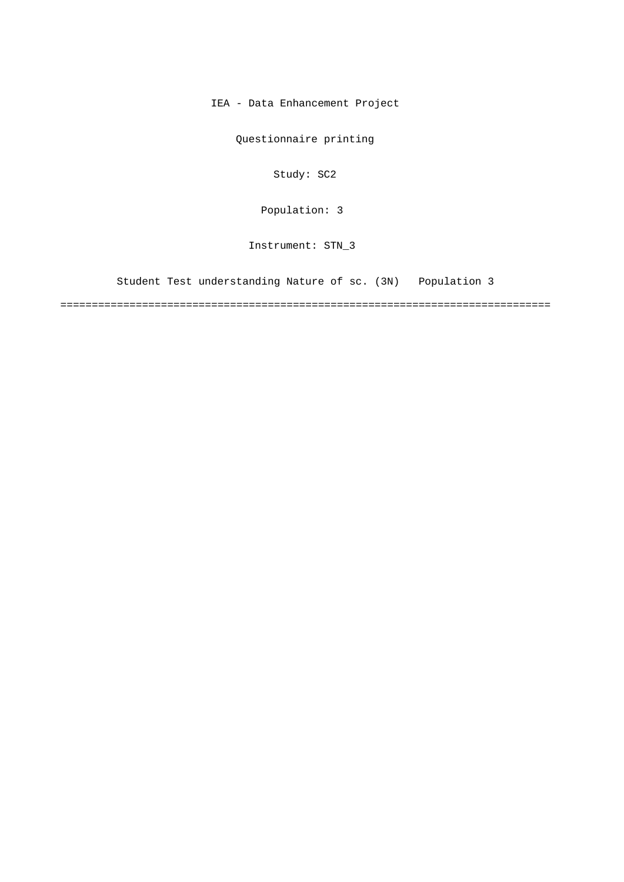IEA - Data Enhancement Project

Questionnaire printing

Study: SC2

Population: 3

Instrument: STN_3

Student Test understanding Nature of sc. (3N)   Population 3

===============================================================================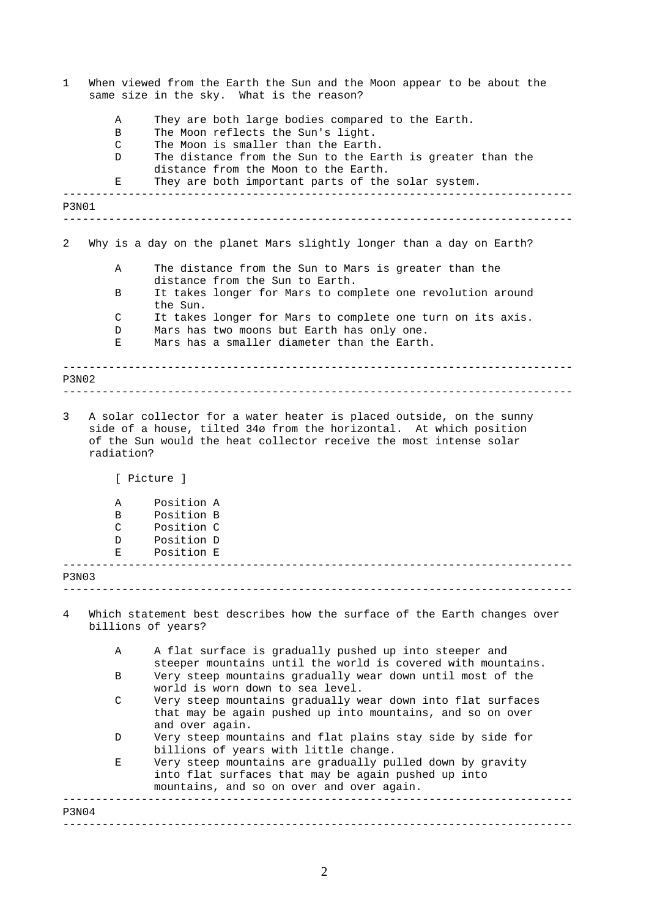1 When viewed from the Earth the Sun and the Moon appear to be about the same size in the sky. What is the reason?

- A They are both large bodies compared to the Earth.
- B The Moon reflects the Sun's light.
- C The Moon is smaller than the Earth.
- D The distance from the Sun to the Earth is greater than the distance from the Moon to the Earth.
- E They are both important parts of the solar system.

---

P3N01

---

2 Why is a day on the planet Mars slightly longer than a day on Earth?

- A The distance from the Sun to Mars is greater than the distance from the Sun to Earth.
- B It takes longer for Mars to complete one revolution around the Sun.
- C It takes longer for Mars to complete one turn on its axis.
- D Mars has two moons but Earth has only one.
- E Mars has a smaller diameter than the Earth.

---

P3N02

---

3 A solar collector for a water heater is placed outside, on the sunny side of a house, tilted 34ø from the horizontal. At which position of the Sun would the heat collector receive the most intense solar radiation?

[ Picture ]

- A Position A
- B Position B
- C Position C
- D Position D
- E Position E

---

P3N03

---

4 Which statement best describes how the surface of the Earth changes over billions of years?

- A A flat surface is gradually pushed up into steeper and steeper mountains until the world is covered with mountains.
- B Very steep mountains gradually wear down until most of the world is worn down to sea level.
- C Very steep mountains gradually wear down into flat surfaces that may be again pushed up into mountains, and so on over and over again.
- D Very steep mountains and flat plains stay side by side for billions of years with little change.
- E Very steep mountains are gradually pulled down by gravity into flat surfaces that may be again pushed up into mountains, and so on over and over again.

---

P3N04

---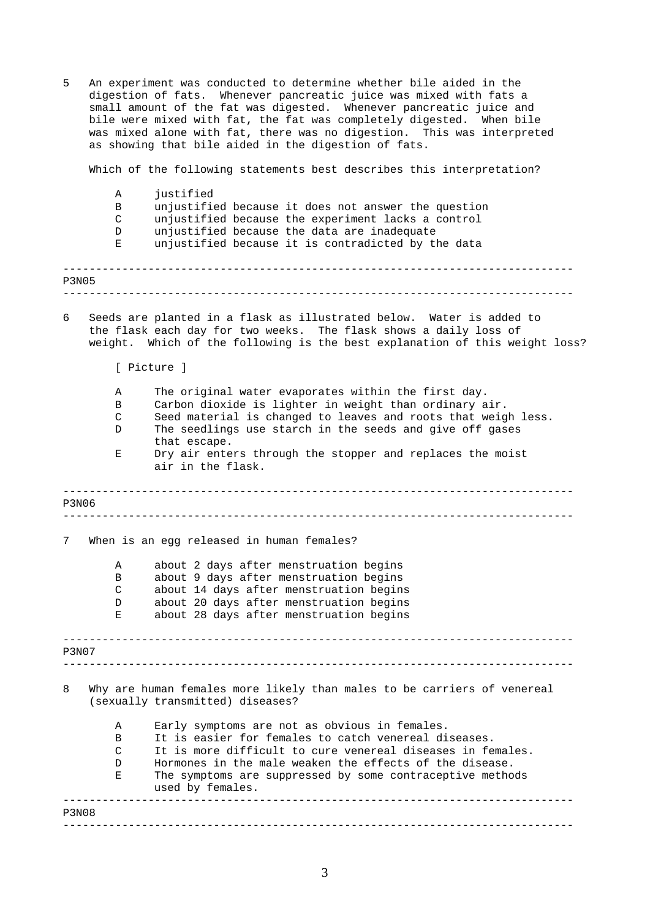5 An experiment was conducted to determine whether bile aided in the digestion of fats. Whenever pancreatic juice was mixed with fats a small amount of the fat was digested. Whenever pancreatic juice and bile were mixed with fat, the fat was completely digested. When bile was mixed alone with fat, there was no digestion. This was interpreted as showing that bile aided in the digestion of fats.

Which of the following statements best describes this interpretation?

- A justified
- B unjustified because it does not answer the question
- C unjustified because the experiment lacks a control
- D unjustified because the data are inadequate
- E unjustified because it is contradicted by the data

---

P3N05

---

6 Seeds are planted in a flask as illustrated below. Water is added to the flask each day for two weeks. The flask shows a daily loss of weight. Which of the following is the best explanation of this weight loss?

[ Picture ]

- A The original water evaporates within the first day.
- B Carbon dioxide is lighter in weight than ordinary air.
- C Seed material is changed to leaves and roots that weigh less.
- D The seedlings use starch in the seeds and give off gases that escape.
- E Dry air enters through the stopper and replaces the moist air in the flask.

---

P3N06

---

7 When is an egg released in human females?

- A about 2 days after menstruation begins
- B about 9 days after menstruation begins
- C about 14 days after menstruation begins
- D about 20 days after menstruation begins
- E about 28 days after menstruation begins

---

P3N07

---

8 Why are human females more likely than males to be carriers of venereal (sexually transmitted) diseases?

- A Early symptoms are not as obvious in females.
- B It is easier for females to catch venereal diseases.
- C It is more difficult to cure venereal diseases in females.
- D Hormones in the male weaken the effects of the disease.
- E The symptoms are suppressed by some contraceptive methods used by females.

---

P3N08

---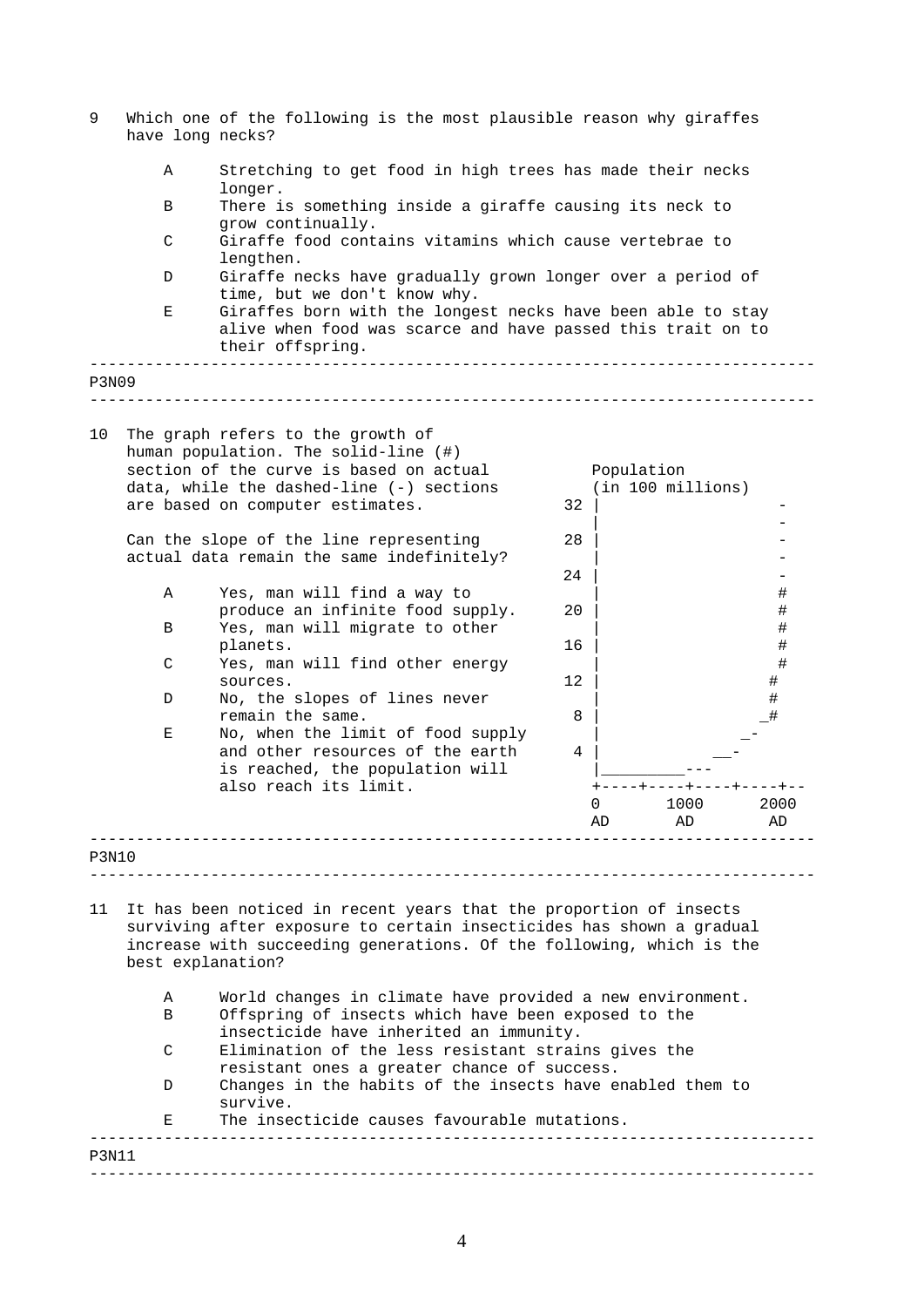9 Which one of the following is the most plausible reason why giraffes have long necks?

- A Stretching to get food in high trees has made their necks longer.
- B There is something inside a giraffe causing its neck to grow continually.
- C Giraffe food contains vitamins which cause vertebrae to lengthen.
- D Giraffe necks have gradually grown longer over a period of time, but we don't know why.
- E Giraffes born with the longest necks have been able to stay alive when food was scarce and have passed this trait on to their offspring.

---

P3N09

---

10 The graph refers to the growth of human population. The solid-line (#) section of the curve is based on actual data, while the dashed-line (-) sections are based on computer estimates.

Can the slope of the line representing actual data remain the same indefinitely?

- A Yes, man will find a way to produce an infinite food supply.
- B Yes, man will migrate to other planets.
- C Yes, man will find other energy sources.
- D No, the slopes of lines never remain the same.
- E No, when the limit of food supply and other resources of the earth is reached, the population will also reach its limit.

```
     Population
     (in 100 millions)
 32 |                  -
    |                  -
 28 |                  -
    |                  -
 24 |                  -
    |                  #
 20 |                  #
    |                  #
 16 |                  #
    |                  #
 12 |                 #
    |                 #
  8 |                _#
    |               _-
  4 |            __-
    |_________---
    +----+----+----+----+--
    0       1000       2000
    AD       AD         AD
```

---

P3N10

---

11 It has been noticed in recent years that the proportion of insects surviving after exposure to certain insecticides has shown a gradual increase with succeeding generations. Of the following, which is the best explanation?

- A World changes in climate have provided a new environment.
- B Offspring of insects which have been exposed to the insecticide have inherited an immunity.
- C Elimination of the less resistant strains gives the resistant ones a greater chance of success.
- D Changes in the habits of the insects have enabled them to survive.
- E The insecticide causes favourable mutations.

---

P3N11

---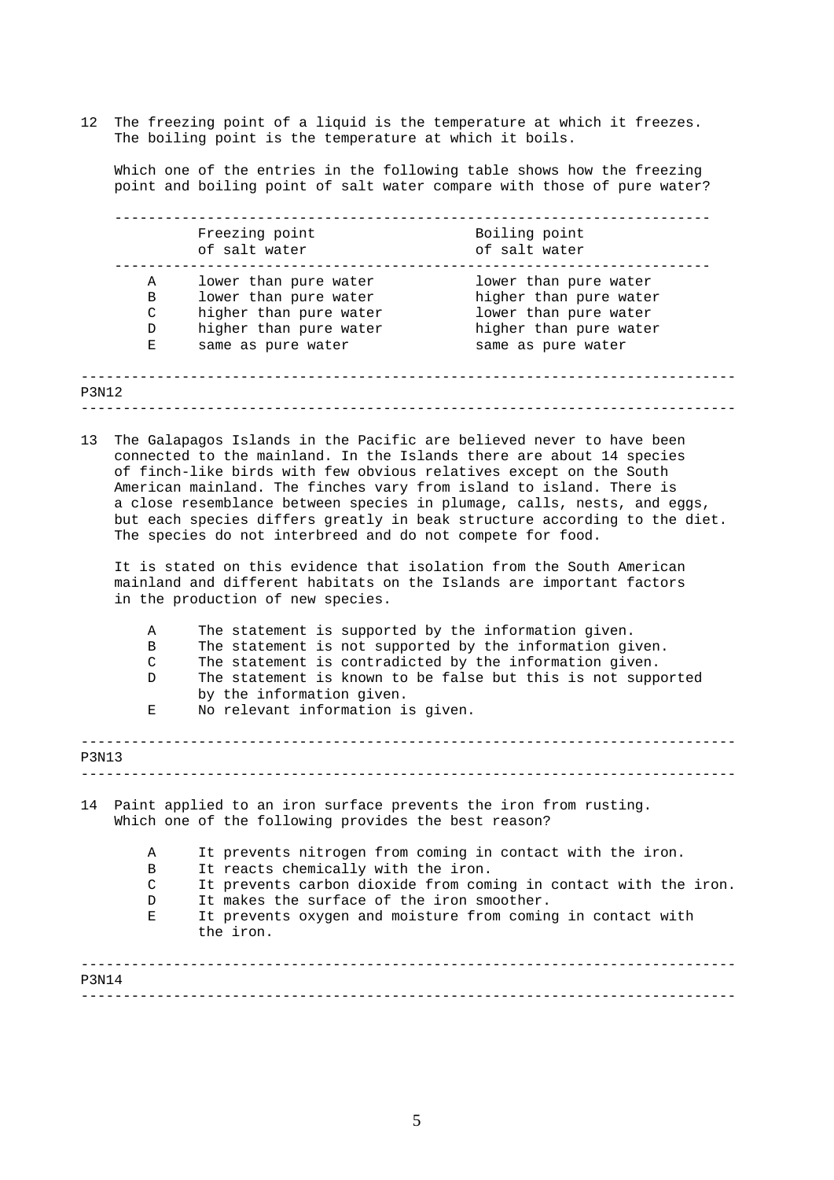12 The freezing point of a liquid is the temperature at which it freezes. The boiling point is the temperature at which it boils.

Which one of the entries in the following table shows how the freezing point and boiling point of salt water compare with those of pure water?

| | Freezing point of salt water | Boiling point of salt water |
|---|---|---|
| A | lower than pure water | lower than pure water |
| B | lower than pure water | higher than pure water |
| C | higher than pure water | lower than pure water |
| D | higher than pure water | higher than pure water |
| E | same as pure water | same as pure water |

---

P3N12

---

13 The Galapagos Islands in the Pacific are believed never to have been connected to the mainland. In the Islands there are about 14 species of finch-like birds with few obvious relatives except on the South American mainland. The finches vary from island to island. There is a close resemblance between species in plumage, calls, nests, and eggs, but each species differs greatly in beak structure according to the diet. The species do not interbreed and do not compete for food.

It is stated on this evidence that isolation from the South American mainland and different habitats on the Islands are important factors in the production of new species.

- A The statement is supported by the information given.
- B The statement is not supported by the information given.
- C The statement is contradicted by the information given.
- D The statement is known to be false but this is not supported by the information given.
- E No relevant information is given.

---

P3N13

---

14 Paint applied to an iron surface prevents the iron from rusting. Which one of the following provides the best reason?

- A It prevents nitrogen from coming in contact with the iron.
- B It reacts chemically with the iron.
- C It prevents carbon dioxide from coming in contact with the iron.
- D It makes the surface of the iron smoother.
- E It prevents oxygen and moisture from coming in contact with the iron.

---

P3N14

---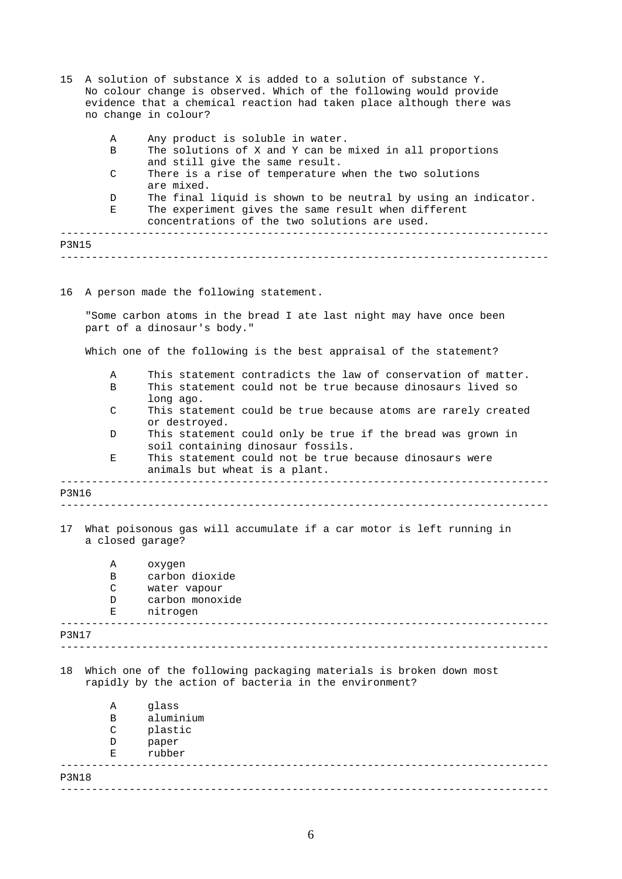15 A solution of substance X is added to a solution of substance Y. No colour change is observed. Which of the following would provide evidence that a chemical reaction had taken place although there was no change in colour?

- A Any product is soluble in water.
- B The solutions of X and Y can be mixed in all proportions and still give the same result.
- C There is a rise of temperature when the two solutions are mixed.
- D The final liquid is shown to be neutral by using an indicator.
- E The experiment gives the same result when different concentrations of the two solutions are used.

---

P3N15

---

16 A person made the following statement.

"Some carbon atoms in the bread I ate last night may have once been part of a dinosaur's body."

Which one of the following is the best appraisal of the statement?

- A This statement contradicts the law of conservation of matter.
- B This statement could not be true because dinosaurs lived so long ago.
- C This statement could be true because atoms are rarely created or destroyed.
- D This statement could only be true if the bread was grown in soil containing dinosaur fossils.
- E This statement could not be true because dinosaurs were animals but wheat is a plant.

---

P3N16

---

17 What poisonous gas will accumulate if a car motor is left running in a closed garage?

- A oxygen
- B carbon dioxide
- C water vapour
- D carbon monoxide
- E nitrogen

---

P3N17

---

18 Which one of the following packaging materials is broken down most rapidly by the action of bacteria in the environment?

- A glass
- B aluminium
- C plastic
- D paper
- E rubber

---

P3N18

---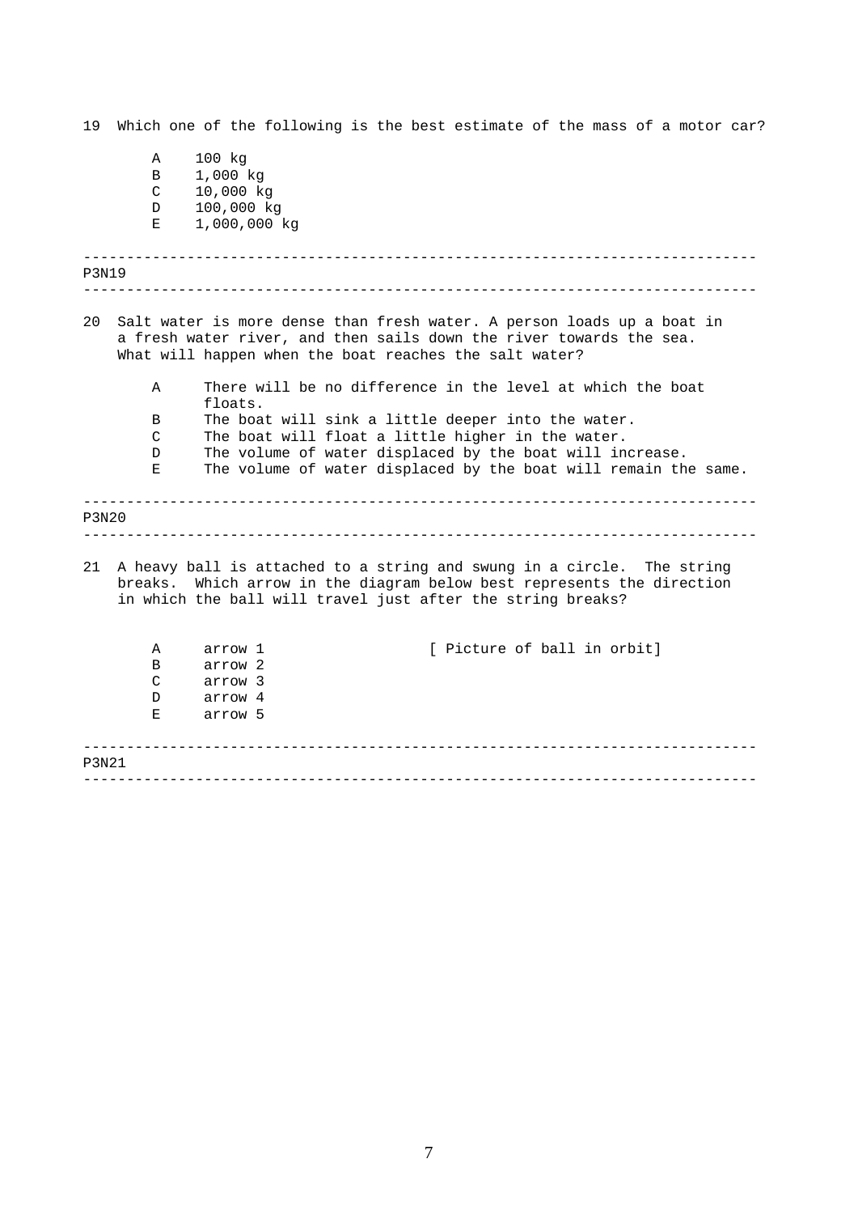19 Which one of the following is the best estimate of the mass of a motor car?

- A 100 kg
- B 1,000 kg
- C 10,000 kg
- D 100,000 kg
- E 1,000,000 kg

---

P3N19

---

20 Salt water is more dense than fresh water. A person loads up a boat in a fresh water river, and then sails down the river towards the sea. What will happen when the boat reaches the salt water?

- A There will be no difference in the level at which the boat floats.
- B The boat will sink a little deeper into the water.
- C The boat will float a little higher in the water.
- D The volume of water displaced by the boat will increase.
- E The volume of water displaced by the boat will remain the same.

---

P3N20

---

21 A heavy ball is attached to a string and swung in a circle. The string breaks. Which arrow in the diagram below best represents the direction in which the ball will travel just after the string breaks?

- A arrow 1
- B arrow 2
- C arrow 3
- D arrow 4
- E arrow 5

[ Picture of ball in orbit]

---

P3N21

---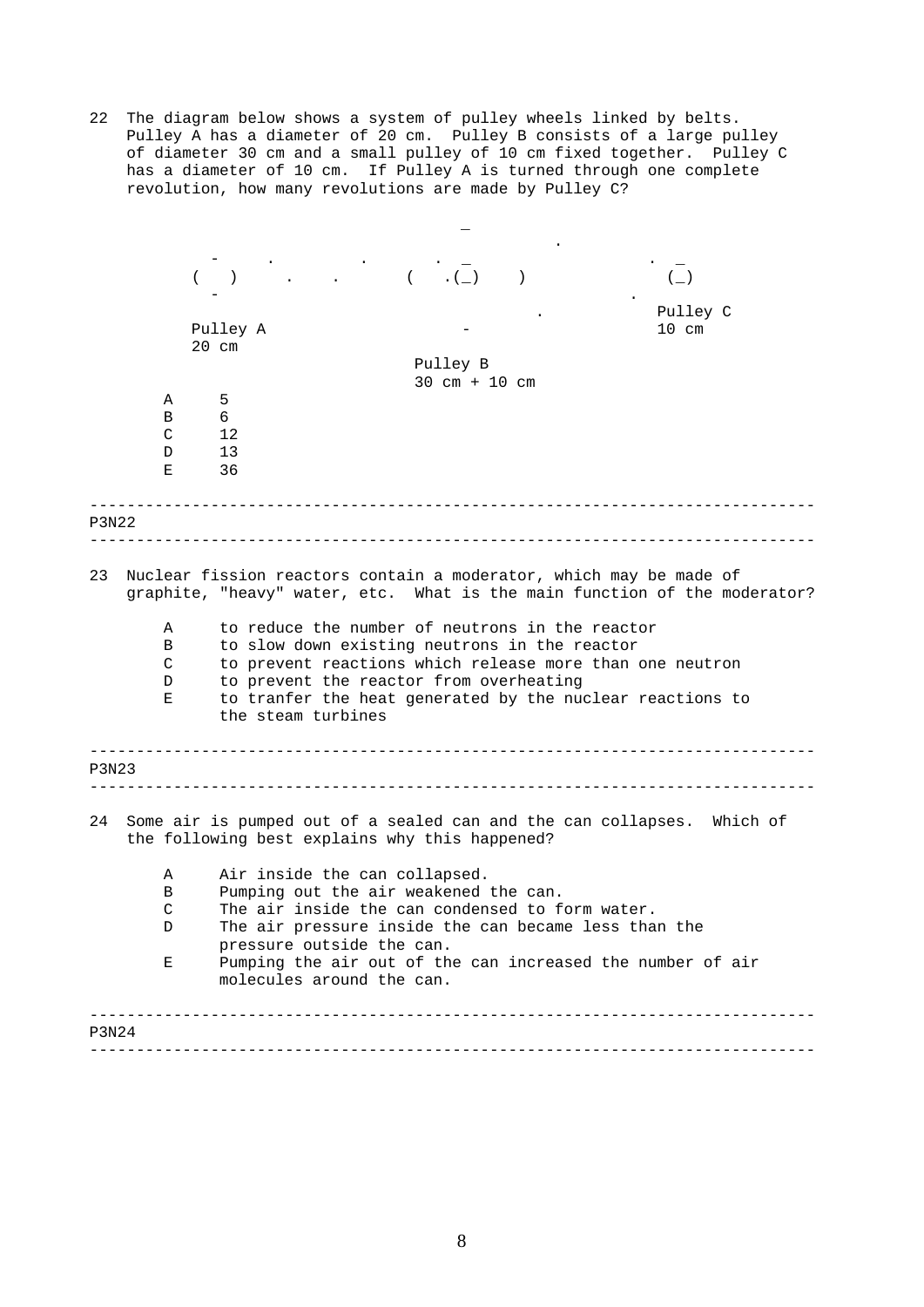22 The diagram below shows a system of pulley wheels linked by belts. Pulley A has a diameter of 20 cm. Pulley B consists of a large pulley of diameter 30 cm and a small pulley of 10 cm fixed together. Pulley C has a diameter of 10 cm. If Pulley A is turned through one complete revolution, how many revolutions are made by Pulley C?

Pulley A
20 cm

Pulley B
30 cm + 10 cm

Pulley C
10 cm

A 5
B 6
C 12
D 13
E 36

---

P3N22

---

23 Nuclear fission reactors contain a moderator, which may be made of graphite, "heavy" water, etc. What is the main function of the moderator?

A to reduce the number of neutrons in the reactor
B to slow down existing neutrons in the reactor
C to prevent reactions which release more than one neutron
D to prevent the reactor from overheating
E to tranfer the heat generated by the nuclear reactions to the steam turbines

---

P3N23

---

24 Some air is pumped out of a sealed can and the can collapses. Which of the following best explains why this happened?

A Air inside the can collapsed.
B Pumping out the air weakened the can.
C The air inside the can condensed to form water.
D The air pressure inside the can became less than the pressure outside the can.
E Pumping the air out of the can increased the number of air molecules around the can.

---

P3N24

---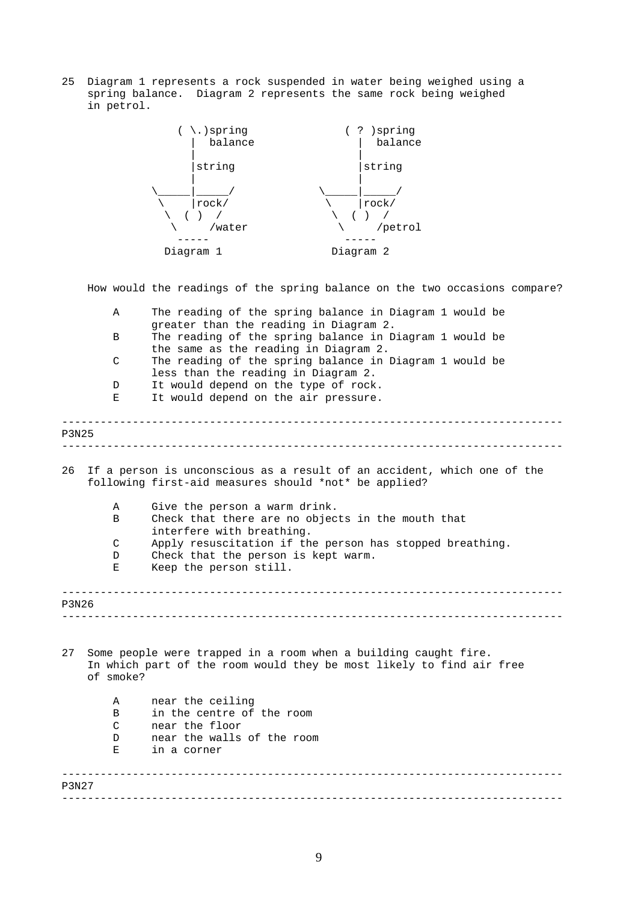25 Diagram 1 represents a rock suspended in water being weighed using a spring balance. Diagram 2 represents the same rock being weighed in petrol.

```
             ( \.)spring              ( ? )spring
               |  balance               |  balance
               |                        |
               |string                  |string
               |                        |
           \_____|_____/            \_____|_____/
            \    |rock/              \    |rock/
             \  ( )  /                \  ( )  /
              \     /water             \     /petrol
               -----                    -----
             Diagram 1                Diagram 2
```

How would the readings of the spring balance on the two occasions compare?

- A The reading of the spring balance in Diagram 1 would be greater than the reading in Diagram 2.
- B The reading of the spring balance in Diagram 1 would be the same as the reading in Diagram 2.
- C The reading of the spring balance in Diagram 1 would be less than the reading in Diagram 2.
- D It would depend on the type of rock.
- E It would depend on the air pressure.

---

P3N25

---

26 If a person is unconscious as a result of an accident, which one of the following first-aid measures should *not* be applied?

- A Give the person a warm drink.
- B Check that there are no objects in the mouth that interfere with breathing.
- C Apply resuscitation if the person has stopped breathing.
- D Check that the person is kept warm.
- E Keep the person still.

---

P3N26

---

27 Some people were trapped in a room when a building caught fire. In which part of the room would they be most likely to find air free of smoke?

- A near the ceiling
- B in the centre of the room
- C near the floor
- D near the walls of the room
- E in a corner

---

P3N27

---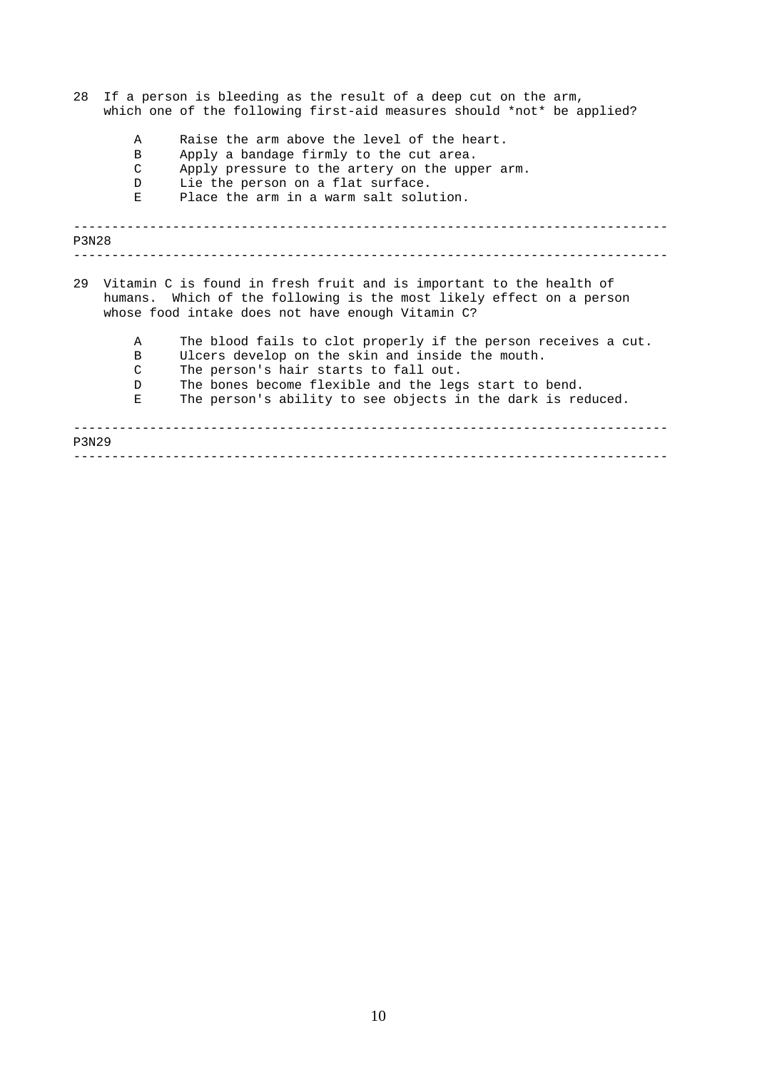28 If a person is bleeding as the result of a deep cut on the arm, which one of the following first-aid measures should *not* be applied?

- A Raise the arm above the level of the heart.
- B Apply a bandage firmly to the cut area.
- C Apply pressure to the artery on the upper arm.
- D Lie the person on a flat surface.
- E Place the arm in a warm salt solution.

---

P3N28

---

29 Vitamin C is found in fresh fruit and is important to the health of humans. Which of the following is the most likely effect on a person whose food intake does not have enough Vitamin C?

- A The blood fails to clot properly if the person receives a cut.
- B Ulcers develop on the skin and inside the mouth.
- C The person's hair starts to fall out.
- D The bones become flexible and the legs start to bend.
- E The person's ability to see objects in the dark is reduced.

---

P3N29

---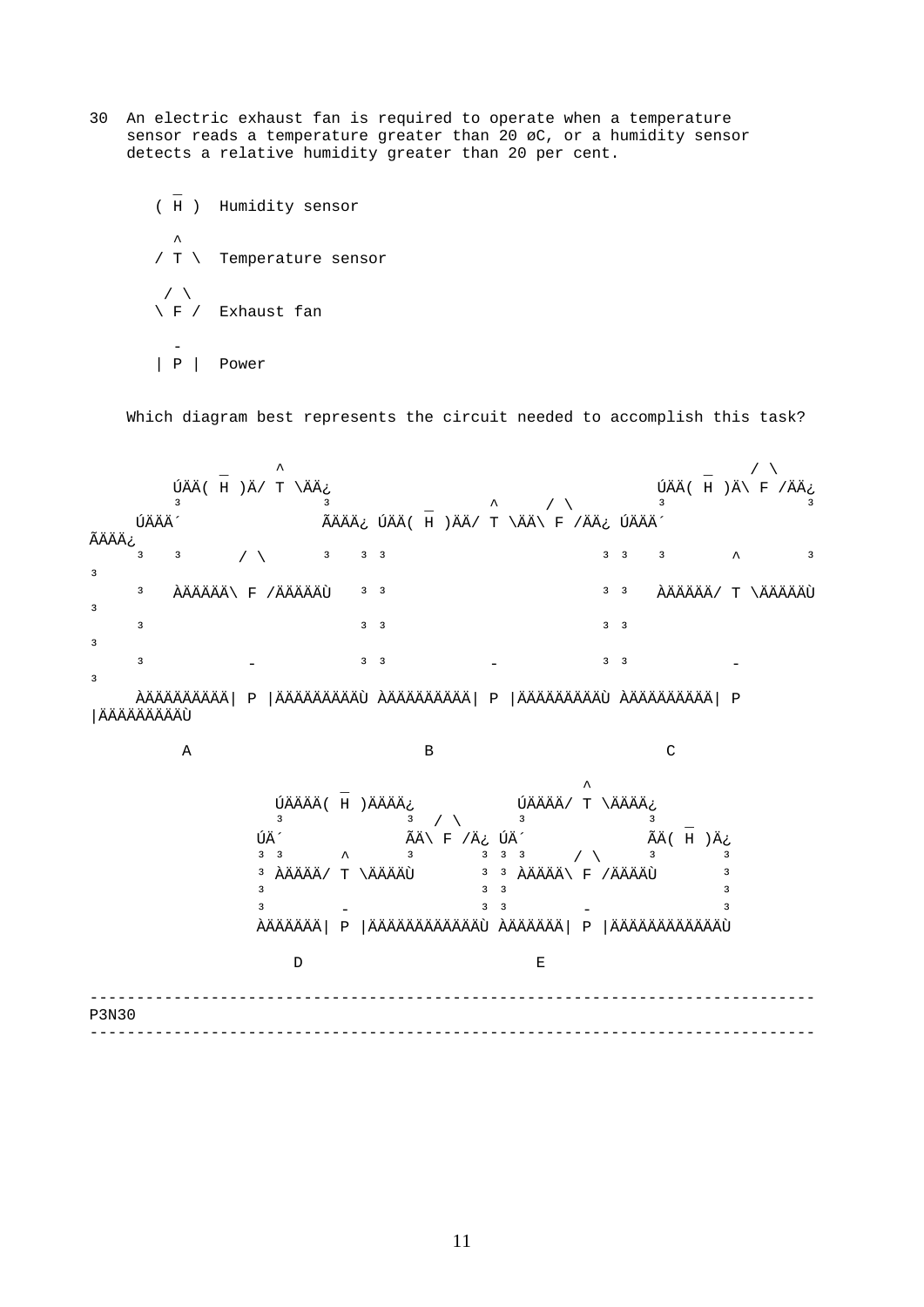30 An electric exhaust fan is required to operate when a temperature sensor reads a temperature greater than 20 øC, or a humidity sensor detects a relative humidity greater than 20 per cent.

```
     _
   ( H )  Humidity sensor

     ^
   / T \  Temperature sensor

    / \
   \ F /  Exhaust fan

     -
   | P |  Power
```

Which diagram best represents the circuit needed to accomplish this task?

```
          _       ^                                            _    / \
      ÚÄÄ( H )Ä/ T \ÄÄ¿                                    ÚÄÄ( H )Ä\ F /ÄÄ¿
      ³               ³             _      ^     / \       ³               ³
  ÚÄÄÄ´               ÃÄÄÄ¿ ÚÄÄ( H )ÄÄ/ T \ÄÄ\ F /ÄÄ¿ ÚÄÄÄ´               ÃÄÄÄ¿
  ³   ³     / \       ³   ³ ³                        ³ ³   ³      ^        ³   ³
  ³   ÀÄÄÄÄÄÄ\ F /ÄÄÄÄÄÙ   ³ ³                        ³ ³   ÀÄÄÄÄÄÄ/ T \ÄÄÄÄÄÙ   ³
  ³                       ³ ³                        ³ ³                       ³
  ³          -            ³ ³          -             ³ ³          -            ³
  ÀÄÄÄÄÄÄÄÄÄÄÄ| P |ÄÄÄÄÄÄÄÄÄÄÙ ÀÄÄÄÄÄÄÄÄÄÄÄ| P |ÄÄÄÄÄÄÄÄÄÄÙ ÀÄÄÄÄÄÄÄÄÄÄÄ| P |ÄÄÄÄÄÄÄÄÄÄÙ

          A                          B                          C

                  _                            ^
         ÚÄÄÄÄ( H )ÄÄÄÄ¿            ÚÄÄÄÄ/ T \ÄÄÄÄ¿
         ³             ³  / \       ³             ³  _
       ÚÄ´             ÃÄ\ F /Ä¿ ÚÄ´             ÃÄ( H )Ä¿
       ³ ³      ^      ³       ³ ³ ³     / \     ³       ³
       ³ ÀÄÄÄÄ/ T \ÄÄÄÄÙ       ³ ³ ÀÄÄÄÄ\ F /ÄÄÄÄÙ       ³
       ³                       ³ ³                       ³
       ³        -              ³ ³        -              ³
       ÀÄÄÄÄÄÄ| P |ÄÄÄÄÄÄÄÄÄÄÄÄÄÙ ÀÄÄÄÄÄÄ| P |ÄÄÄÄÄÄÄÄÄÄÄÄÄÙ

              D                          E
```

---

P3N30

---